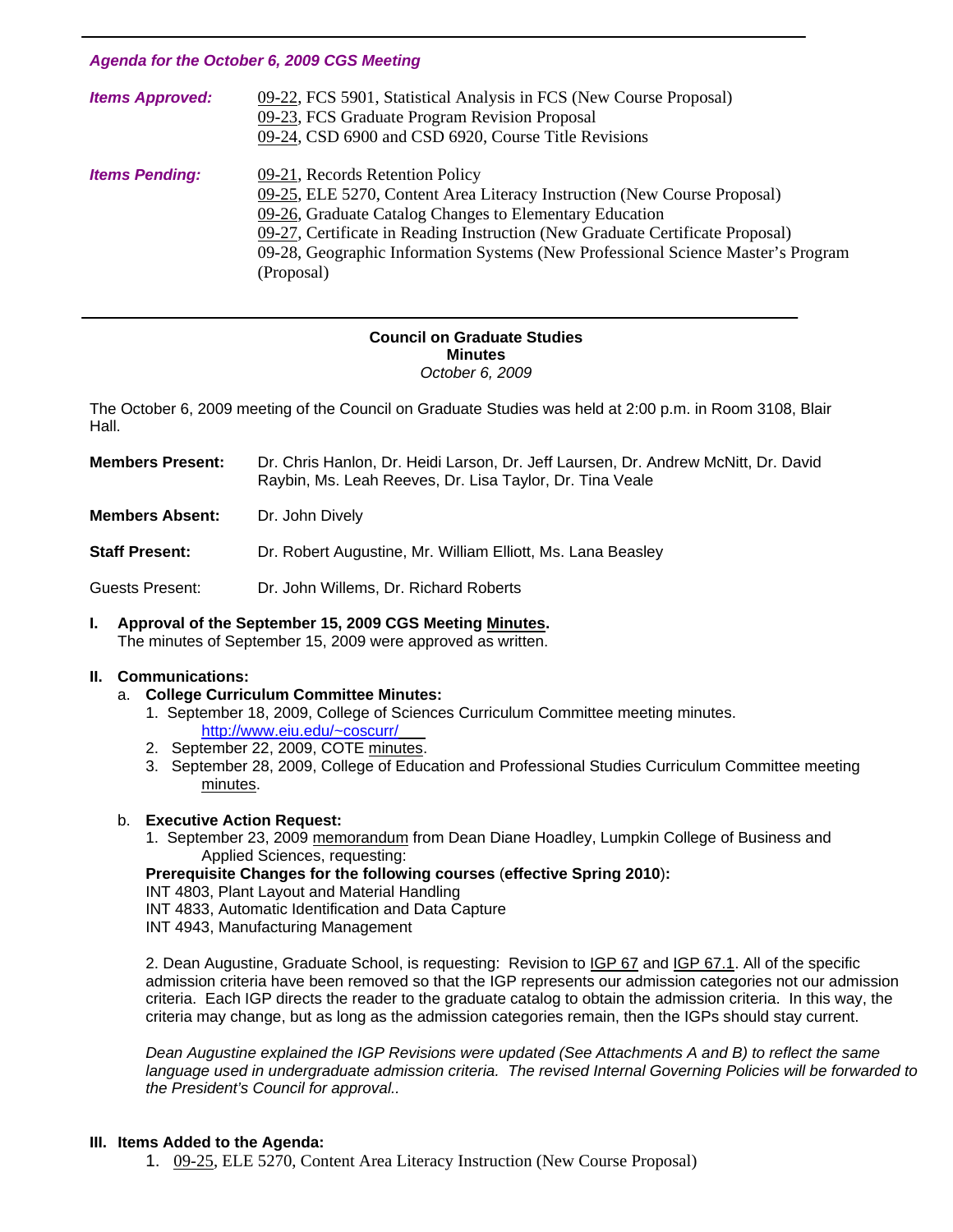*Agenda for the October 6, 2009 CGS Meeting*

| | |
|---|---|
| ***Items Approved:*** | 09-22, FCS 5901, Statistical Analysis in FCS (New Course Proposal)<br>09-23, FCS Graduate Program Revision Proposal<br>09-24, CSD 6900 and CSD 6920, Course Title Revisions |
| ***Items Pending:*** | 09-21, Records Retention Policy<br>09-25, ELE 5270, Content Area Literacy Instruction (New Course Proposal)<br>09-26, Graduate Catalog Changes to Elementary Education<br>09-27, Certificate in Reading Instruction (New Graduate Certificate Proposal)<br>09-28, Geographic Information Systems (New Professional Science Master's Program (Proposal) |

---

**Council on Graduate Studies**
**Minutes**
*October 6, 2009*

The October 6, 2009 meeting of the Council on Graduate Studies was held at 2:00 p.m. in Room 3108, Blair Hall.

**Members Present:** Dr. Chris Hanlon, Dr. Heidi Larson, Dr. Jeff Laursen, Dr. Andrew McNitt, Dr. David Raybin, Ms. Leah Reeves, Dr. Lisa Taylor, Dr. Tina Veale

**Members Absent:** Dr. John Dively

**Staff Present:** Dr. Robert Augustine, Mr. William Elliott, Ms. Lana Beasley

Guests Present: Dr. John Willems, Dr. Richard Roberts

**I. Approval of the September 15, 2009 CGS Meeting Minutes.**
The minutes of September 15, 2009 were approved as written.

**II. Communications:**

a. **College Curriculum Committee Minutes:**
   1. September 18, 2009, College of Sciences Curriculum Committee meeting minutes. http://www.eiu.edu/~coscurr/
   2. September 22, 2009, COTE minutes.
   3. September 28, 2009, College of Education and Professional Studies Curriculum Committee meeting minutes.

b. **Executive Action Request:**
   1. September 23, 2009 memorandum from Dean Diane Hoadley, Lumpkin College of Business and Applied Sciences, requesting:

   **Prerequisite Changes for the following courses** (**effective Spring 2010**)**:**
   INT 4803, Plant Layout and Material Handling
   INT 4833, Automatic Identification and Data Capture
   INT 4943, Manufacturing Management

   2. Dean Augustine, Graduate School, is requesting: Revision to IGP 67 and IGP 67.1. All of the specific admission criteria have been removed so that the IGP represents our admission categories not our admission criteria. Each IGP directs the reader to the graduate catalog to obtain the admission criteria. In this way, the criteria may change, but as long as the admission categories remain, then the IGPs should stay current.

   *Dean Augustine explained the IGP Revisions were updated (See Attachments A and B) to reflect the same language used in undergraduate admission criteria. The revised Internal Governing Policies will be forwarded to the President's Council for approval..*

**III. Items Added to the Agenda:**

1. 09-25, ELE 5270, Content Area Literacy Instruction (New Course Proposal)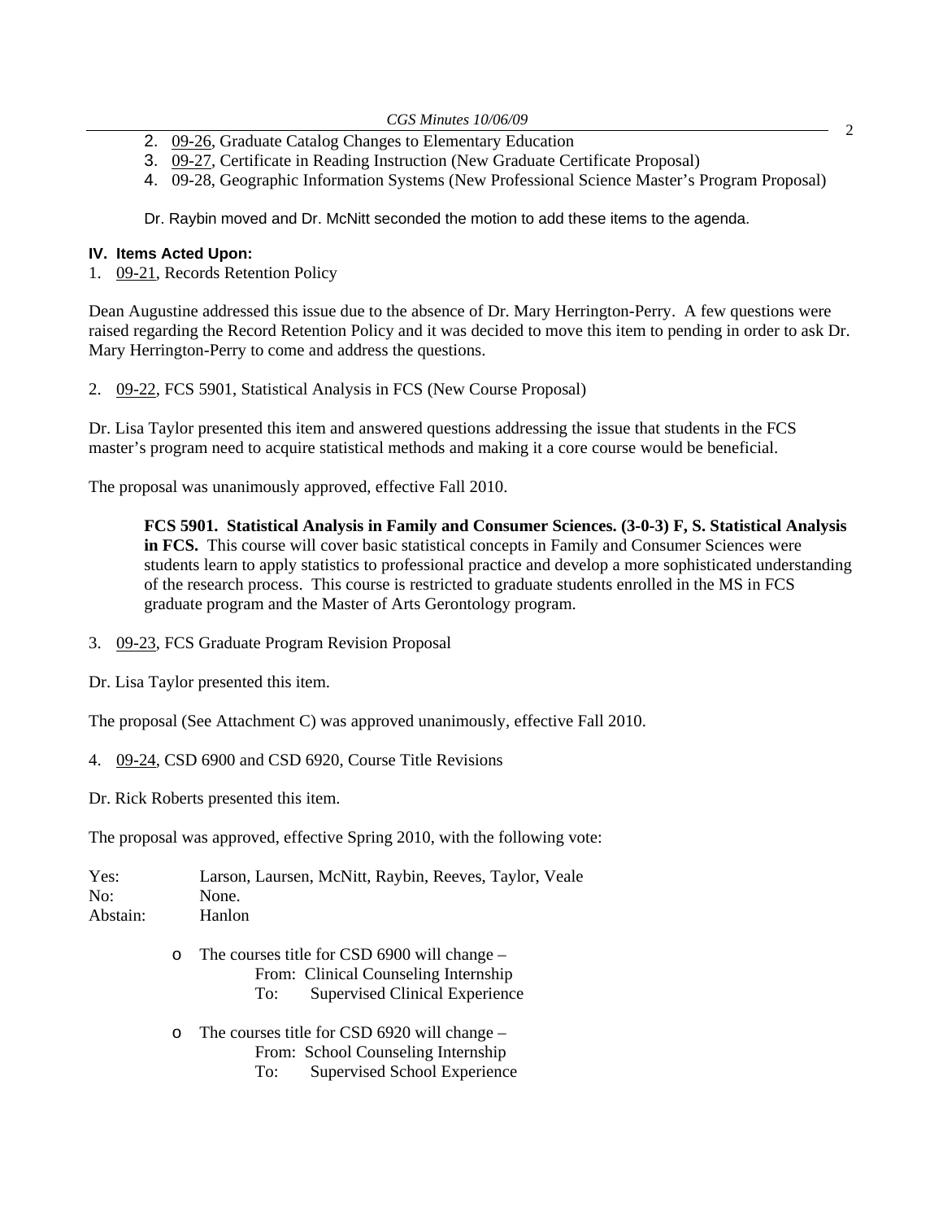2. 09-26, Graduate Catalog Changes to Elementary Education
3. 09-27, Certificate in Reading Instruction (New Graduate Certificate Proposal)
4. 09-28, Geographic Information Systems (New Professional Science Master's Program Proposal)

Dr. Raybin moved and Dr. McNitt seconded the motion to add these items to the agenda.

**IV. Items Acted Upon:**

1. 09-21, Records Retention Policy

Dean Augustine addressed this issue due to the absence of Dr. Mary Herrington-Perry. A few questions were raised regarding the Record Retention Policy and it was decided to move this item to pending in order to ask Dr. Mary Herrington-Perry to come and address the questions.

2. 09-22, FCS 5901, Statistical Analysis in FCS (New Course Proposal)

Dr. Lisa Taylor presented this item and answered questions addressing the issue that students in the FCS master's program need to acquire statistical methods and making it a core course would be beneficial.

The proposal was unanimously approved, effective Fall 2010.

> **FCS 5901. Statistical Analysis in Family and Consumer Sciences. (3-0-3) F, S. Statistical Analysis in FCS.** This course will cover basic statistical concepts in Family and Consumer Sciences were students learn to apply statistics to professional practice and develop a more sophisticated understanding of the research process. This course is restricted to graduate students enrolled in the MS in FCS graduate program and the Master of Arts Gerontology program.

3. 09-23, FCS Graduate Program Revision Proposal

Dr. Lisa Taylor presented this item.

The proposal (See Attachment C) was approved unanimously, effective Fall 2010.

4. 09-24, CSD 6900 and CSD 6920, Course Title Revisions

Dr. Rick Roberts presented this item.

The proposal was approved, effective Spring 2010, with the following vote:

Yes: Larson, Laursen, McNitt, Raybin, Reeves, Taylor, Veale
No: None.
Abstain: Hanlon

- The courses title for CSD 6900 will change –
  From: Clinical Counseling Internship
  To: Supervised Clinical Experience

- The courses title for CSD 6920 will change –
  From: School Counseling Internship
  To: Supervised School Experience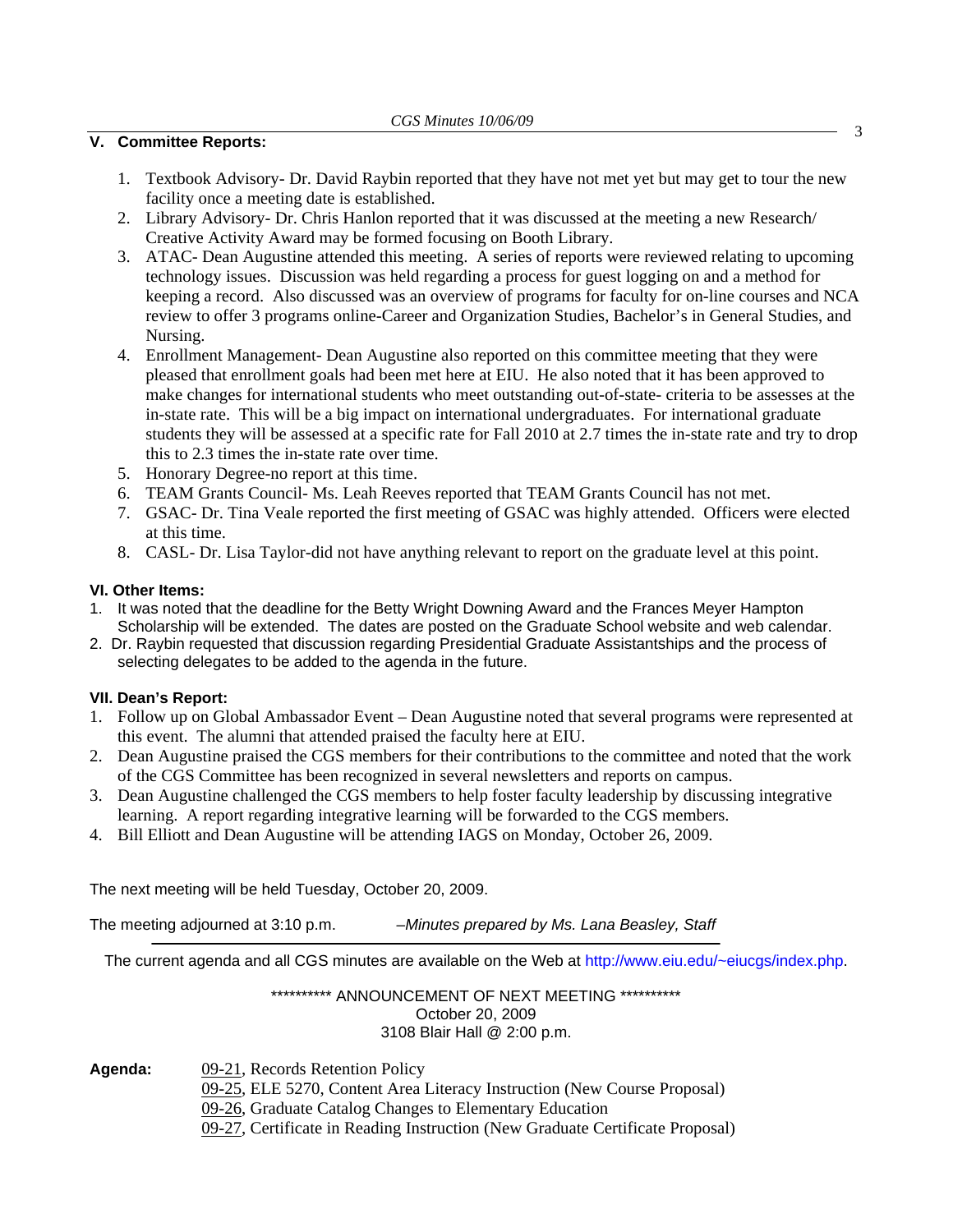### V. Committee Reports:

1. Textbook Advisory- Dr. David Raybin reported that they have not met yet but may get to tour the new facility once a meeting date is established.
2. Library Advisory- Dr. Chris Hanlon reported that it was discussed at the meeting a new Research/ Creative Activity Award may be formed focusing on Booth Library.
3. ATAC- Dean Augustine attended this meeting. A series of reports were reviewed relating to upcoming technology issues. Discussion was held regarding a process for guest logging on and a method for keeping a record. Also discussed was an overview of programs for faculty for on-line courses and NCA review to offer 3 programs online-Career and Organization Studies, Bachelor's in General Studies, and Nursing.
4. Enrollment Management- Dean Augustine also reported on this committee meeting that they were pleased that enrollment goals had been met here at EIU. He also noted that it has been approved to make changes for international students who meet outstanding out-of-state- criteria to be assesses at the in-state rate. This will be a big impact on international undergraduates. For international graduate students they will be assessed at a specific rate for Fall 2010 at 2.7 times the in-state rate and try to drop this to 2.3 times the in-state rate over time.
5. Honorary Degree-no report at this time.
6. TEAM Grants Council- Ms. Leah Reeves reported that TEAM Grants Council has not met.
7. GSAC- Dr. Tina Veale reported the first meeting of GSAC was highly attended. Officers were elected at this time.
8. CASL- Dr. Lisa Taylor-did not have anything relevant to report on the graduate level at this point.

### VI. Other Items:

1. It was noted that the deadline for the Betty Wright Downing Award and the Frances Meyer Hampton Scholarship will be extended. The dates are posted on the Graduate School website and web calendar.
2. Dr. Raybin requested that discussion regarding Presidential Graduate Assistantships and the process of selecting delegates to be added to the agenda in the future.

### VII. Dean's Report:

1. Follow up on Global Ambassador Event – Dean Augustine noted that several programs were represented at this event. The alumni that attended praised the faculty here at EIU.
2. Dean Augustine praised the CGS members for their contributions to the committee and noted that the work of the CGS Committee has been recognized in several newsletters and reports on campus.
3. Dean Augustine challenged the CGS members to help foster faculty leadership by discussing integrative learning. A report regarding integrative learning will be forwarded to the CGS members.
4. Bill Elliott and Dean Augustine will be attending IAGS on Monday, October 26, 2009.

The next meeting will be held Tuesday, October 20, 2009.

The meeting adjourned at 3:10 p.m. *–Minutes prepared by Ms. Lana Beasley, Staff*

---

The current agenda and all CGS minutes are available on the Web at http://www.eiu.edu/~eiucgs/index.php.

********** ANNOUNCEMENT OF NEXT MEETING **********
October 20, 2009
3108 Blair Hall @ 2:00 p.m.

**Agenda:**
09-21, Records Retention Policy
09-25, ELE 5270, Content Area Literacy Instruction (New Course Proposal)
09-26, Graduate Catalog Changes to Elementary Education
09-27, Certificate in Reading Instruction (New Graduate Certificate Proposal)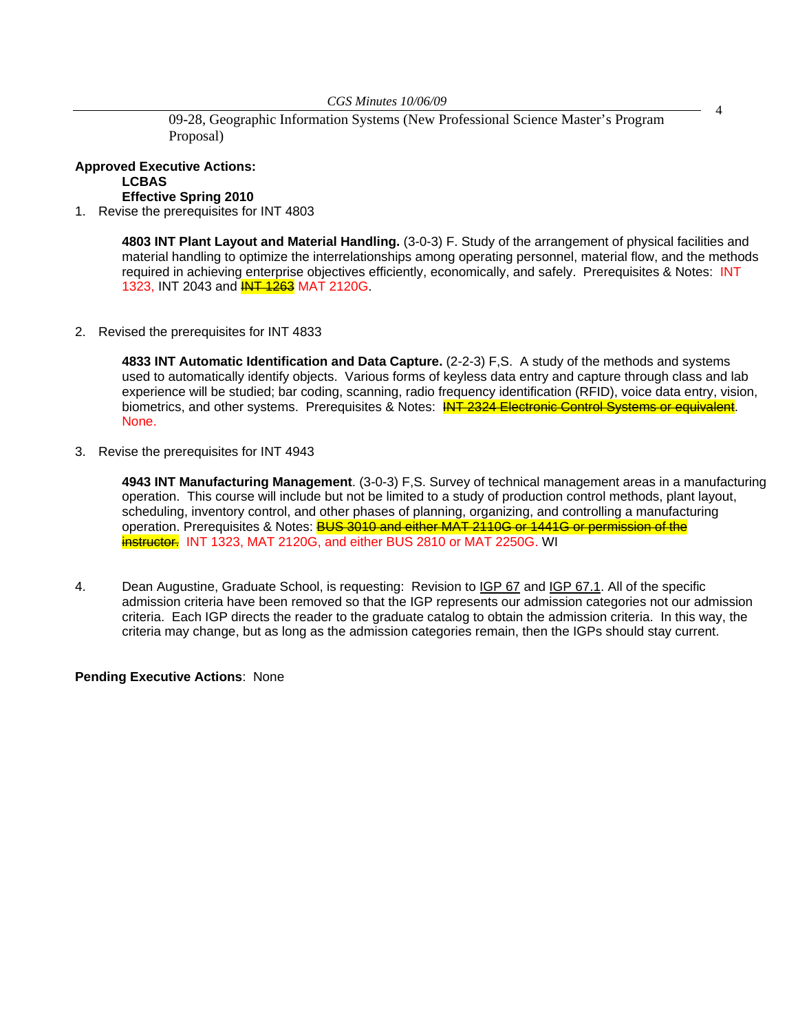09-28, Geographic Information Systems (New Professional Science Master's Program Proposal)

**Approved Executive Actions:**

**LCBAS**

**Effective Spring 2010**

1. Revise the prerequisites for INT 4803

   **4803 INT Plant Layout and Material Handling.** (3-0-3) F. Study of the arrangement of physical facilities and material handling to optimize the interrelationships among operating personnel, material flow, and the methods required in achieving enterprise objectives efficiently, economically, and safely. Prerequisites & Notes: INT 1323, INT 2043 and ~~INT 1263~~ MAT 2120G.

2. Revised the prerequisites for INT 4833

   **4833 INT Automatic Identification and Data Capture.** (2-2-3) F,S. A study of the methods and systems used to automatically identify objects. Various forms of keyless data entry and capture through class and lab experience will be studied; bar coding, scanning, radio frequency identification (RFID), voice data entry, vision, biometrics, and other systems. Prerequisites & Notes: ~~INT 2324 Electronic Control Systems or equivalent~~. None.

3. Revise the prerequisites for INT 4943

   **4943 INT Manufacturing Management**. (3-0-3) F,S. Survey of technical management areas in a manufacturing operation. This course will include but not be limited to a study of production control methods, plant layout, scheduling, inventory control, and other phases of planning, organizing, and controlling a manufacturing operation. Prerequisites & Notes: ~~BUS 3010 and either MAT 2110G or 1441G or permission of the instructor.~~ INT 1323, MAT 2120G, and either BUS 2810 or MAT 2250G. WI

4. Dean Augustine, Graduate School, is requesting: Revision to IGP 67 and IGP 67.1. All of the specific admission criteria have been removed so that the IGP represents our admission categories not our admission criteria. Each IGP directs the reader to the graduate catalog to obtain the admission criteria. In this way, the criteria may change, but as long as the admission categories remain, then the IGPs should stay current.

**Pending Executive Actions**: None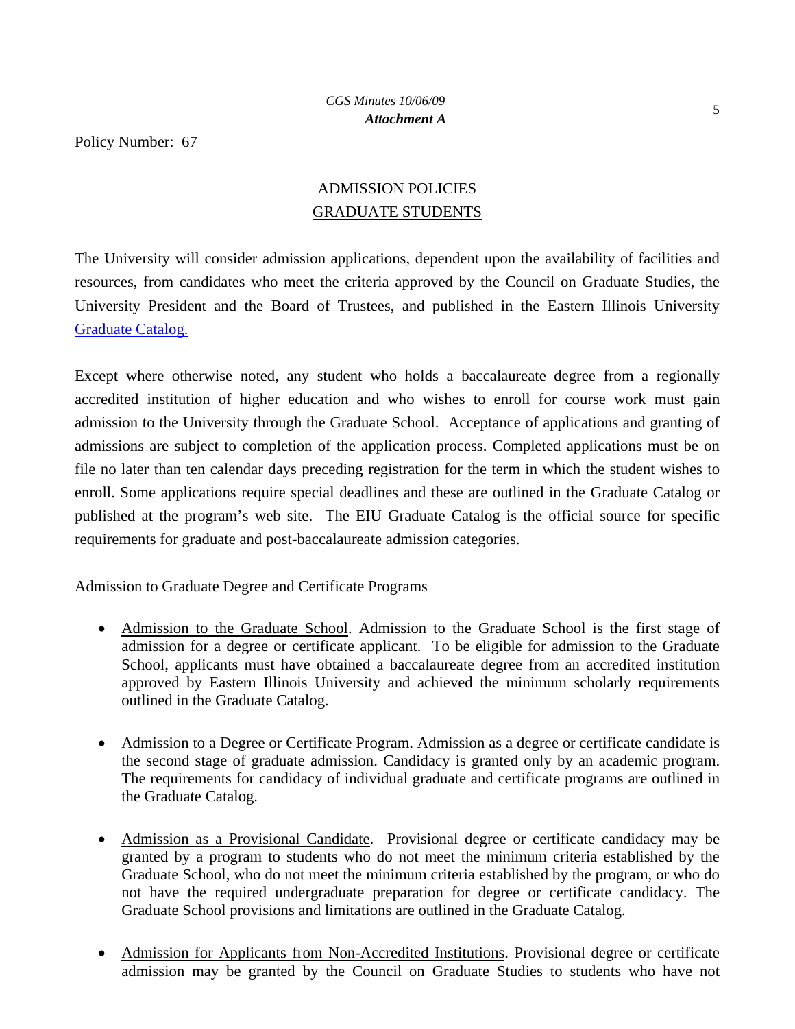Policy Number: 67

# ADMISSION POLICIES
# GRADUATE STUDENTS

The University will consider admission applications, dependent upon the availability of facilities and resources, from candidates who meet the criteria approved by the Council on Graduate Studies, the University President and the Board of Trustees, and published in the Eastern Illinois University [Graduate Catalog.]()

Except where otherwise noted, any student who holds a baccalaureate degree from a regionally accredited institution of higher education and who wishes to enroll for course work must gain admission to the University through the Graduate School. Acceptance of applications and granting of admissions are subject to completion of the application process. Completed applications must be on file no later than ten calendar days preceding registration for the term in which the student wishes to enroll. Some applications require special deadlines and these are outlined in the Graduate Catalog or published at the program's web site. The EIU Graduate Catalog is the official source for specific requirements for graduate and post-baccalaureate admission categories.

Admission to Graduate Degree and Certificate Programs

- Admission to the Graduate School. Admission to the Graduate School is the first stage of admission for a degree or certificate applicant. To be eligible for admission to the Graduate School, applicants must have obtained a baccalaureate degree from an accredited institution approved by Eastern Illinois University and achieved the minimum scholarly requirements outlined in the Graduate Catalog.

- Admission to a Degree or Certificate Program. Admission as a degree or certificate candidate is the second stage of graduate admission. Candidacy is granted only by an academic program. The requirements for candidacy of individual graduate and certificate programs are outlined in the Graduate Catalog.

- Admission as a Provisional Candidate. Provisional degree or certificate candidacy may be granted by a program to students who do not meet the minimum criteria established by the Graduate School, who do not meet the minimum criteria established by the program, or who do not have the required undergraduate preparation for degree or certificate candidacy. The Graduate School provisions and limitations are outlined in the Graduate Catalog.

- Admission for Applicants from Non-Accredited Institutions. Provisional degree or certificate admission may be granted by the Council on Graduate Studies to students who have not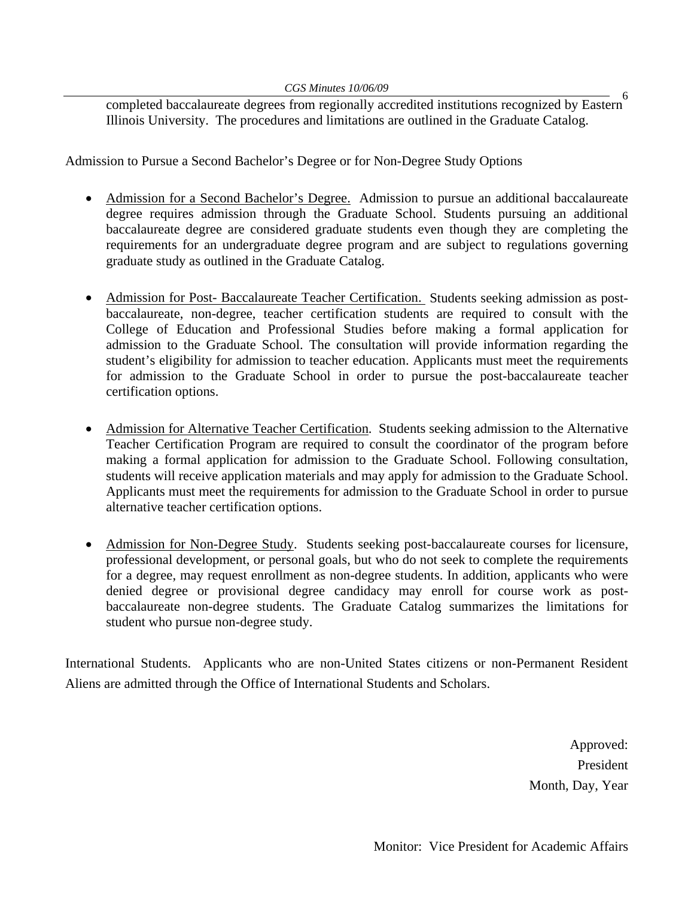completed baccalaureate degrees from regionally accredited institutions recognized by Eastern Illinois University. The procedures and limitations are outlined in the Graduate Catalog.

Admission to Pursue a Second Bachelor's Degree or for Non-Degree Study Options

- Admission for a Second Bachelor's Degree. Admission to pursue an additional baccalaureate degree requires admission through the Graduate School. Students pursuing an additional baccalaureate degree are considered graduate students even though they are completing the requirements for an undergraduate degree program and are subject to regulations governing graduate study as outlined in the Graduate Catalog.

- Admission for Post- Baccalaureate Teacher Certification. Students seeking admission as post-baccalaureate, non-degree, teacher certification students are required to consult with the College of Education and Professional Studies before making a formal application for admission to the Graduate School. The consultation will provide information regarding the student's eligibility for admission to teacher education. Applicants must meet the requirements for admission to the Graduate School in order to pursue the post-baccalaureate teacher certification options.

- Admission for Alternative Teacher Certification. Students seeking admission to the Alternative Teacher Certification Program are required to consult the coordinator of the program before making a formal application for admission to the Graduate School. Following consultation, students will receive application materials and may apply for admission to the Graduate School. Applicants must meet the requirements for admission to the Graduate School in order to pursue alternative teacher certification options.

- Admission for Non-Degree Study. Students seeking post-baccalaureate courses for licensure, professional development, or personal goals, but who do not seek to complete the requirements for a degree, may request enrollment as non-degree students. In addition, applicants who were denied degree or provisional degree candidacy may enroll for course work as post-baccalaureate non-degree students. The Graduate Catalog summarizes the limitations for student who pursue non-degree study.

International Students. Applicants who are non-United States citizens or non-Permanent Resident Aliens are admitted through the Office of International Students and Scholars.

Approved:
President
Month, Day, Year

Monitor: Vice President for Academic Affairs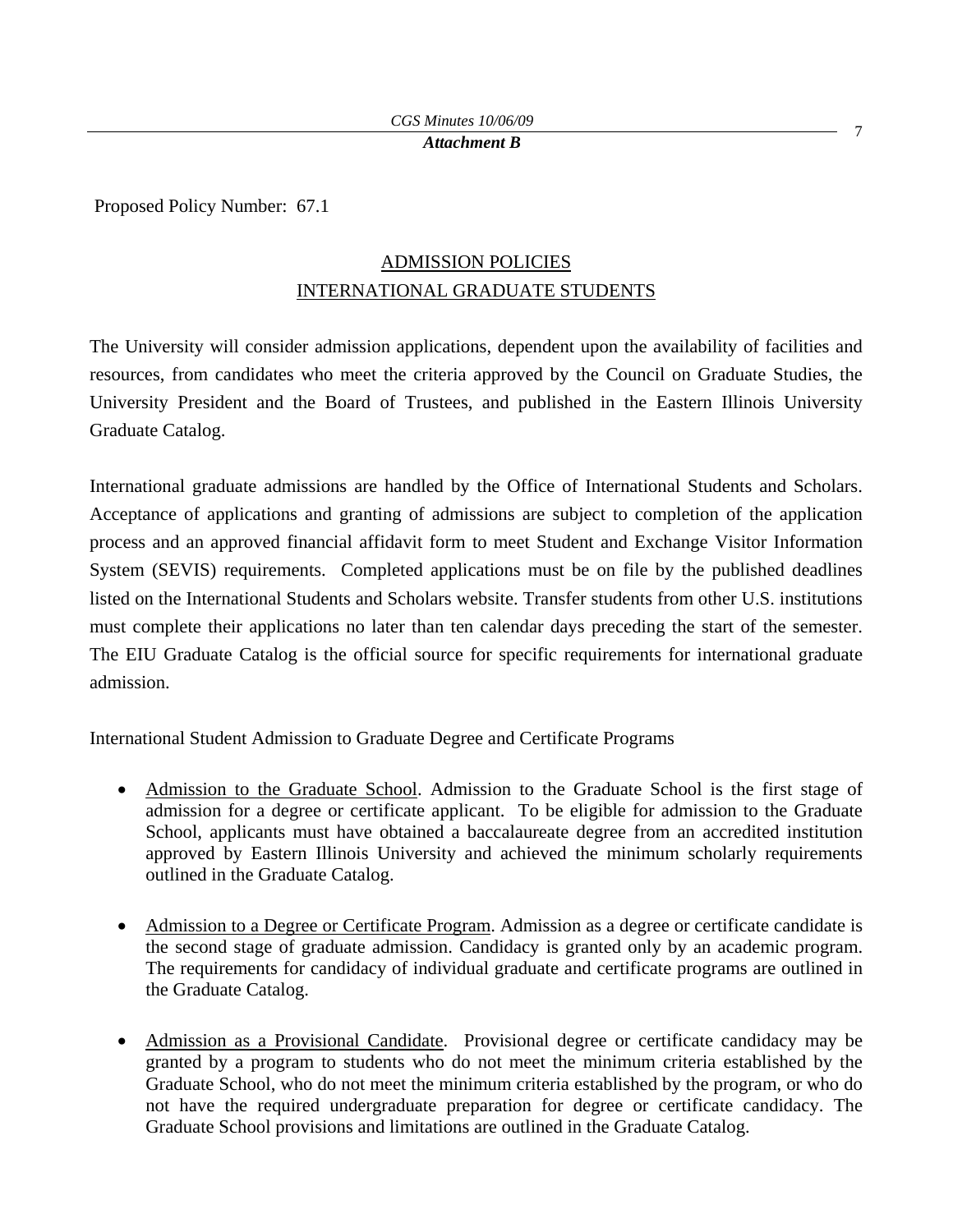Proposed Policy Number: 67.1

## ADMISSION POLICIES
## INTERNATIONAL GRADUATE STUDENTS

The University will consider admission applications, dependent upon the availability of facilities and resources, from candidates who meet the criteria approved by the Council on Graduate Studies, the University President and the Board of Trustees, and published in the Eastern Illinois University Graduate Catalog.

International graduate admissions are handled by the Office of International Students and Scholars. Acceptance of applications and granting of admissions are subject to completion of the application process and an approved financial affidavit form to meet Student and Exchange Visitor Information System (SEVIS) requirements. Completed applications must be on file by the published deadlines listed on the International Students and Scholars website. Transfer students from other U.S. institutions must complete their applications no later than ten calendar days preceding the start of the semester. The EIU Graduate Catalog is the official source for specific requirements for international graduate admission.

International Student Admission to Graduate Degree and Certificate Programs

- Admission to the Graduate School. Admission to the Graduate School is the first stage of admission for a degree or certificate applicant. To be eligible for admission to the Graduate School, applicants must have obtained a baccalaureate degree from an accredited institution approved by Eastern Illinois University and achieved the minimum scholarly requirements outlined in the Graduate Catalog.

- Admission to a Degree or Certificate Program. Admission as a degree or certificate candidate is the second stage of graduate admission. Candidacy is granted only by an academic program. The requirements for candidacy of individual graduate and certificate programs are outlined in the Graduate Catalog.

- Admission as a Provisional Candidate. Provisional degree or certificate candidacy may be granted by a program to students who do not meet the minimum criteria established by the Graduate School, who do not meet the minimum criteria established by the program, or who do not have the required undergraduate preparation for degree or certificate candidacy. The Graduate School provisions and limitations are outlined in the Graduate Catalog.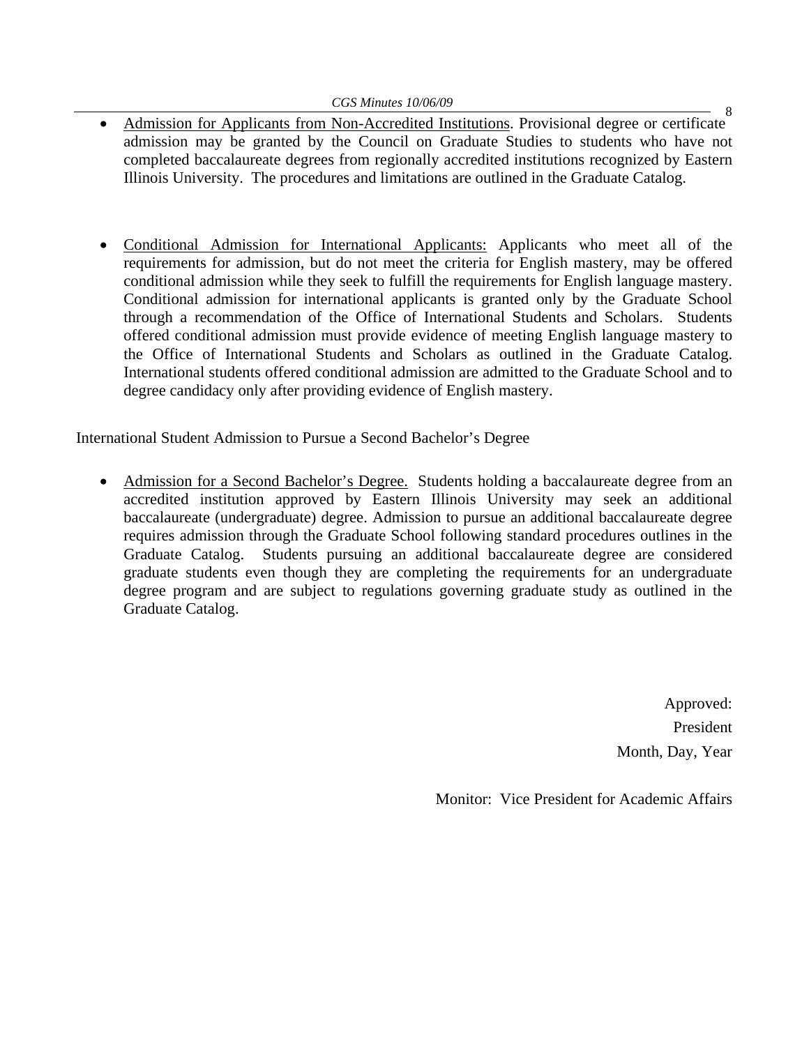- Admission for Applicants from Non-Accredited Institutions. Provisional degree or certificate admission may be granted by the Council on Graduate Studies to students who have not completed baccalaureate degrees from regionally accredited institutions recognized by Eastern Illinois University. The procedures and limitations are outlined in the Graduate Catalog.

- Conditional Admission for International Applicants: Applicants who meet all of the requirements for admission, but do not meet the criteria for English mastery, may be offered conditional admission while they seek to fulfill the requirements for English language mastery. Conditional admission for international applicants is granted only by the Graduate School through a recommendation of the Office of International Students and Scholars. Students offered conditional admission must provide evidence of meeting English language mastery to the Office of International Students and Scholars as outlined in the Graduate Catalog. International students offered conditional admission are admitted to the Graduate School and to degree candidacy only after providing evidence of English mastery.

International Student Admission to Pursue a Second Bachelor's Degree

- Admission for a Second Bachelor's Degree. Students holding a baccalaureate degree from an accredited institution approved by Eastern Illinois University may seek an additional baccalaureate (undergraduate) degree. Admission to pursue an additional baccalaureate degree requires admission through the Graduate School following standard procedures outlines in the Graduate Catalog. Students pursuing an additional baccalaureate degree are considered graduate students even though they are completing the requirements for an undergraduate degree program and are subject to regulations governing graduate study as outlined in the Graduate Catalog.

Approved:
President
Month, Day, Year

Monitor: Vice President for Academic Affairs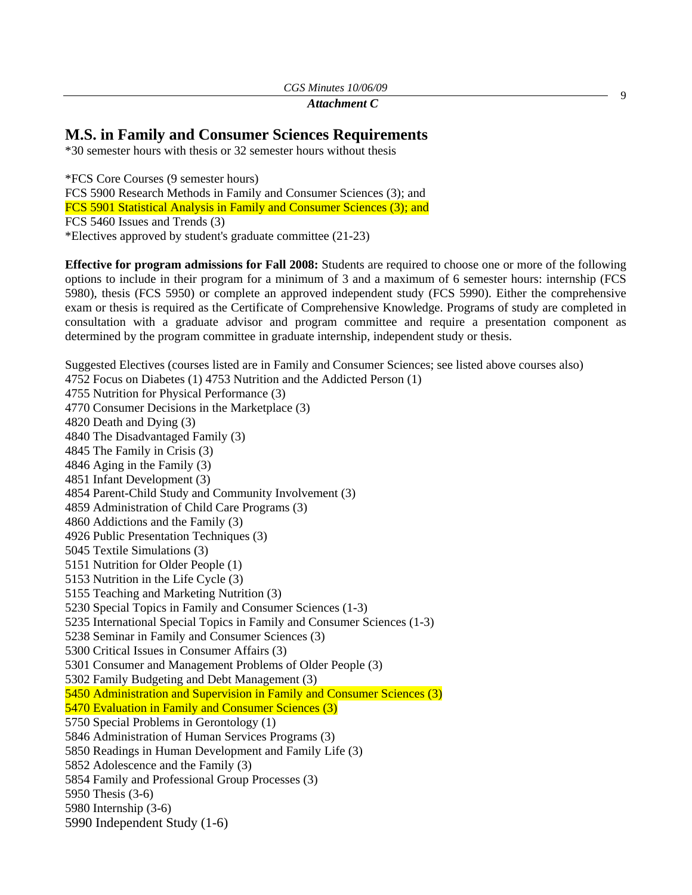*Attachment C*

## M.S. in Family and Consumer Sciences Requirements

*30 semester hours with thesis or 32 semester hours without thesis

*FCS Core Courses (9 semester hours)
FCS 5900 Research Methods in Family and Consumer Sciences (3); and
FCS 5901 Statistical Analysis in Family and Consumer Sciences (3); and
FCS 5460 Issues and Trends (3)
*Electives approved by student's graduate committee (21-23)

**Effective for program admissions for Fall 2008:** Students are required to choose one or more of the following options to include in their program for a minimum of 3 and a maximum of 6 semester hours: internship (FCS 5980), thesis (FCS 5950) or complete an approved independent study (FCS 5990). Either the comprehensive exam or thesis is required as the Certificate of Comprehensive Knowledge. Programs of study are completed in consultation with a graduate advisor and program committee and require a presentation component as determined by the program committee in graduate internship, independent study or thesis.

Suggested Electives (courses listed are in Family and Consumer Sciences; see listed above courses also)
4752 Focus on Diabetes (1) 4753 Nutrition and the Addicted Person (1)
4755 Nutrition for Physical Performance (3)
4770 Consumer Decisions in the Marketplace (3)
4820 Death and Dying (3)
4840 The Disadvantaged Family (3)
4845 The Family in Crisis (3)
4846 Aging in the Family (3)
4851 Infant Development (3)
4854 Parent-Child Study and Community Involvement (3)
4859 Administration of Child Care Programs (3)
4860 Addictions and the Family (3)
4926 Public Presentation Techniques (3)
5045 Textile Simulations (3)
5151 Nutrition for Older People (1)
5153 Nutrition in the Life Cycle (3)
5155 Teaching and Marketing Nutrition (3)
5230 Special Topics in Family and Consumer Sciences (1-3)
5235 International Special Topics in Family and Consumer Sciences (1-3)
5238 Seminar in Family and Consumer Sciences (3)
5300 Critical Issues in Consumer Affairs (3)
5301 Consumer and Management Problems of Older People (3)
5302 Family Budgeting and Debt Management (3)
5450 Administration and Supervision in Family and Consumer Sciences (3)
5470 Evaluation in Family and Consumer Sciences (3)
5750 Special Problems in Gerontology (1)
5846 Administration of Human Services Programs (3)
5850 Readings in Human Development and Family Life (3)
5852 Adolescence and the Family (3)
5854 Family and Professional Group Processes (3)
5950 Thesis (3-6)
5980 Internship (3-6)
5990 Independent Study (1-6)